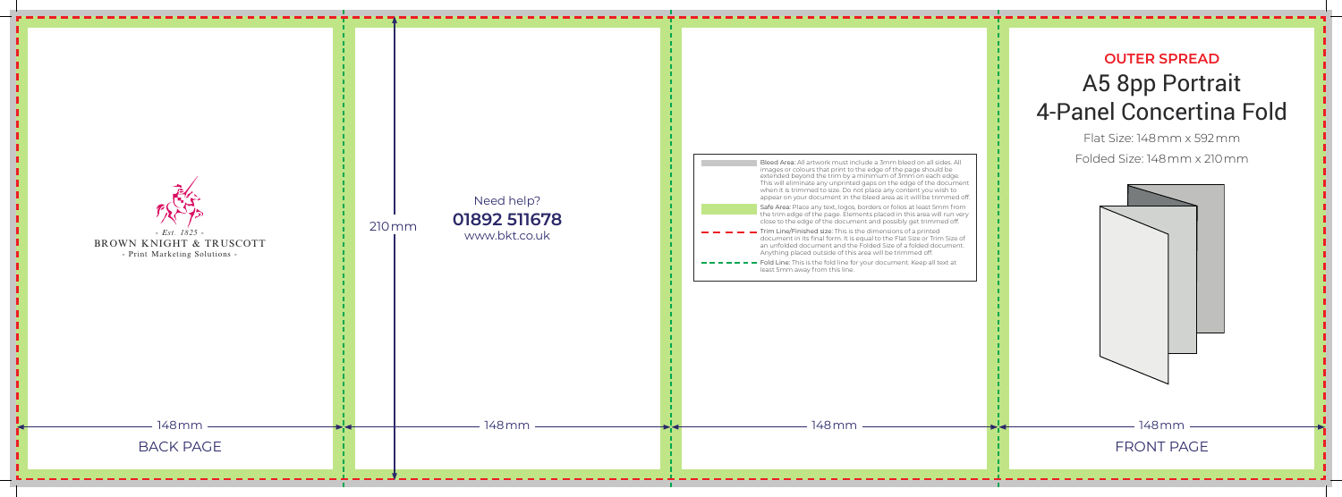- Est. 1825 -
BROWN KNIGHT & TRUSCOTT
- Print Marketing Solutions -

148mm

BACK PAGE

210mm

Need help?

**01892 511678**

www.bkt.co.uk

148mm

**Bleed Area:** All artwork must include a 3mm bleed on all sides. All images or colours that print to the edge of the page should be extended beyond the trim by a minimum of 3mm on each edge. This will eliminate any unprinted gaps on the edge of the document when it is trimmed to size. Do not place any content you wish to appear on your document in the bleed area as it will be trimmed off.

**Safe Area:** Place any text, logos, borders or folios at least 5mm from the trim edge of the page. Elements placed in this area will run very close to the edge of the document and possibly get trimmed off.

**Trim Line/Finished size:** This is the dimensions of a printed document in its final form. It is equal to the Flat Size or Trim Size of an unfolded document and the Folded Size of a folded document. Anything placed outside of this area will be trimmed off.

**Fold Line:** This is the fold line for your document. Keep all text at least 5mm away from this line.

148mm

## OUTER SPREAD

# A5 8pp Portrait 4-Panel Concertina Fold

Flat Size: 148mm x 592mm

Folded Size: 148mm x 210mm

148mm

FRONT PAGE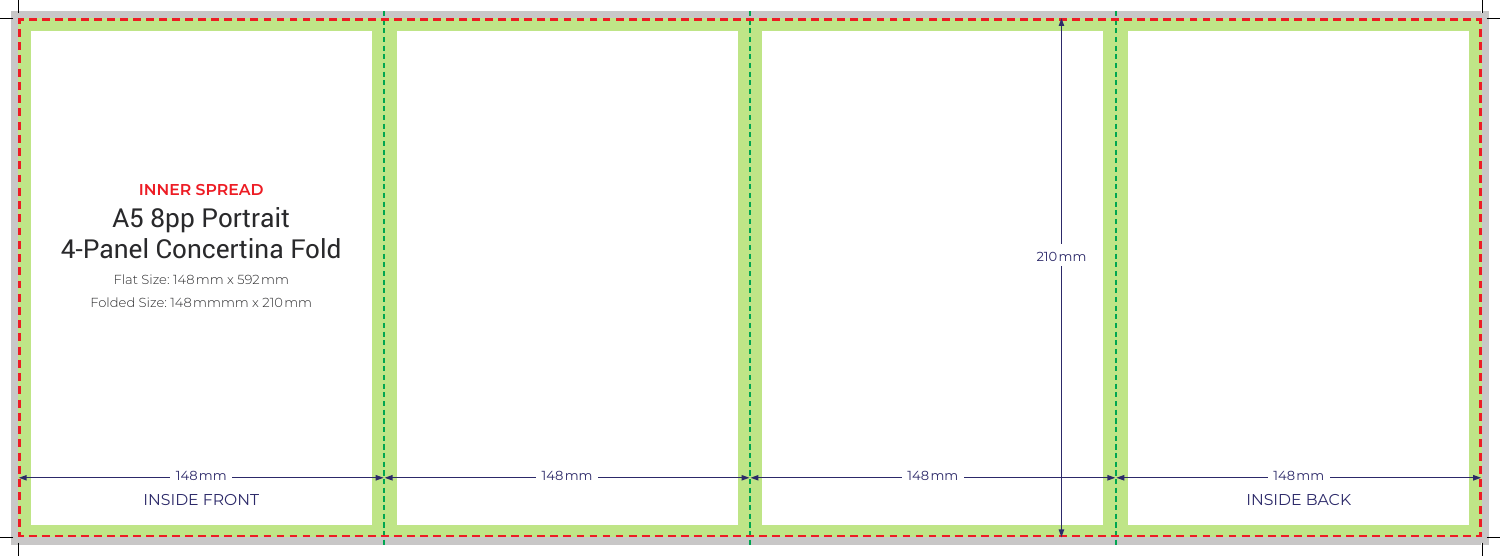**INNER SPREAD**

A5 8pp Portrait
4-Panel Concertina Fold

Flat Size: 148mm x 592mm

Folded Size: 148mmmm x 210mm

148mm

INSIDE FRONT

148mm

148mm

210mm

148mm

INSIDE BACK